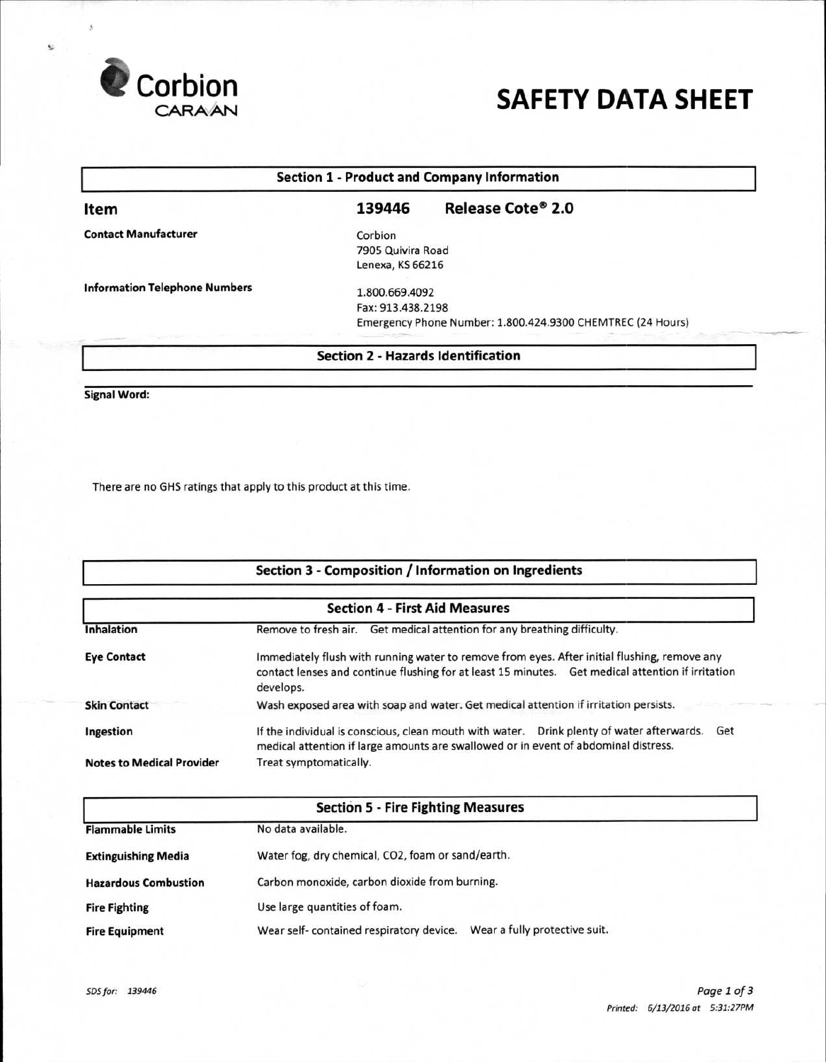Corbion CARAVAN

# SAFETY DATA SHEET

## Section 1 - Product and Company Information

| | | |
|---|---|---|
| **Item** | **139446** | **Release Cote® 2.0** |
| **Contact Manufacturer** | Corbion<br>7905 Quivira Road<br>Lenexa, KS 66216 | |
| **Information Telephone Numbers** | 1.800.669.4092<br>Fax: 913.438.2198<br>Emergency Phone Number: 1.800.424.9300 CHEMTREC (24 Hours) | |

## Section 2 - Hazards Identification

**Signal Word:**

There are no GHS ratings that apply to this product at this time.

## Section 3 - Composition / Information on Ingredients

## Section 4 - First Aid Measures

| | |
|---|---|
| **Inhalation** | Remove to fresh air. Get medical attention for any breathing difficulty. |
| **Eye Contact** | Immediately flush with running water to remove from eyes. After initial flushing, remove any contact lenses and continue flushing for at least 15 minutes. Get medical attention if irritation develops. |
| **Skin Contact** | Wash exposed area with soap and water. Get medical attention if irritation persists. |
| **Ingestion** | If the individual is conscious, clean mouth with water. Drink plenty of water afterwards. Get medical attention if large amounts are swallowed or in event of abdominal distress. |
| **Notes to Medical Provider** | Treat symptomatically. |

## Section 5 - Fire Fighting Measures

| | |
|---|---|
| **Flammable Limits** | No data available. |
| **Extinguishing Media** | Water fog, dry chemical, $CO_2$, foam or sand/earth. |
| **Hazardous Combustion** | Carbon monoxide, carbon dioxide from burning. |
| **Fire Fighting** | Use large quantities of foam. |
| **Fire Equipment** | Wear self- contained respiratory device. Wear a fully protective suit. |

*SDS for: 139446*

*Printed: 6/13/2016 at 5:31:27PM*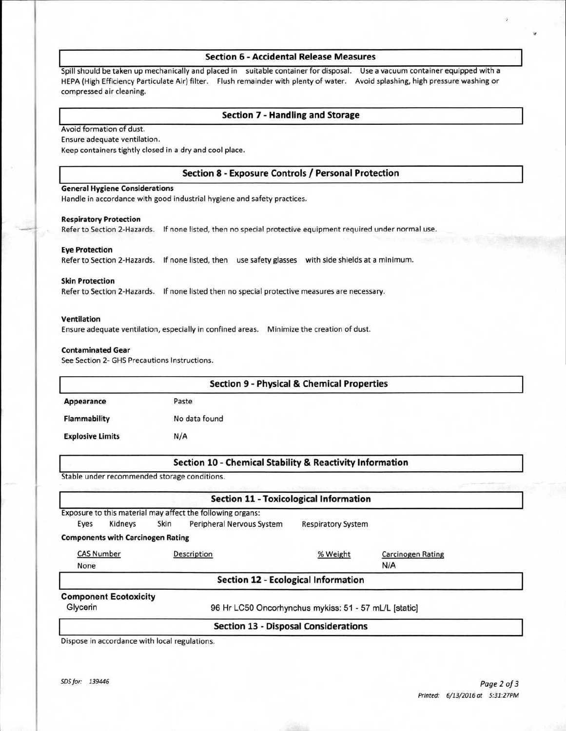## Section 6 - Accidental Release Measures

Spill should be taken up mechanically and placed in suitable container for disposal. Use a vacuum container equipped with a HEPA (High Efficiency Particulate Air) filter. Flush remainder with plenty of water. Avoid splashing, high pressure washing or compressed air cleaning.

## Section 7 - Handling and Storage

Avoid formation of dust.
Ensure adequate ventilation.
Keep containers tightly closed in a dry and cool place.

## Section 8 - Exposure Controls / Personal Protection

**General Hygiene Considerations**
Handle in accordance with good industrial hygiene and safety practices.

**Respiratory Protection**
Refer to Section 2-Hazards. If none listed, then no special protective equipment required under normal use.

**Eye Protection**
Refer to Section 2-Hazards. If none listed, then use safety glasses with side shields at a minimum.

**Skin Protection**
Refer to Section 2-Hazards. If none listed then no special protective measures are necessary.

**Ventilation**
Ensure adequate ventilation, especially in confined areas. Minimize the creation of dust.

**Contaminated Gear**
See Section 2- GHS Precautions Instructions.

## Section 9 - Physical & Chemical Properties

| | |
|---|---|
| **Appearance** | Paste |
| **Flammability** | No data found |
| **Explosive Limits** | N/A |

## Section 10 - Chemical Stability & Reactivity Information

Stable under recommended storage conditions.

## Section 11 - Toxicological Information

Exposure to this material may affect the following organs:

Eyes Kidneys Skin Peripheral Nervous System Respiratory System

**Components with Carcinogen Rating**

| CAS Number | Description | % Weight | Carcinogen Rating |
|---|---|---|---|
| None | | | N/A |

## Section 12 - Ecological Information

**Component Ecotoxicity**

| | |
|---|---|
| Glycerin | 96 Hr LC50 Oncorhynchus mykiss: 51 - 57 mL/L [static] |

## Section 13 - Disposal Considerations

Dispose in accordance with local regulations.

*SDS for: 139446*

*Printed: 6/13/2016 at 5:31:27PM*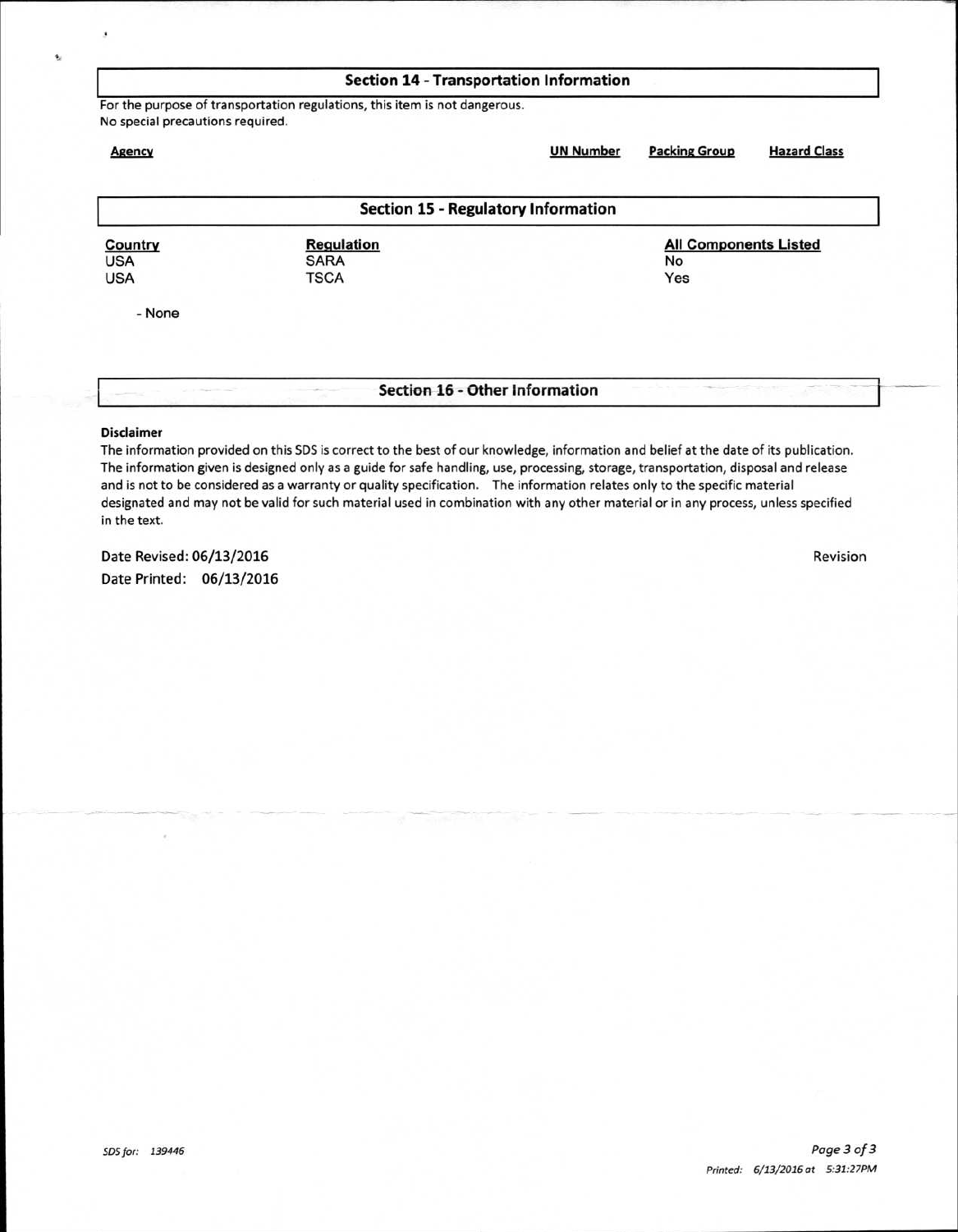## Section 14 - Transportation Information

For the purpose of transportation regulations, this item is not dangerous.
No special precautions required.

| Agency | UN Number | Packing Group | Hazard Class |
|---|---|---|---|

## Section 15 - Regulatory Information

| Country | Regulation | All Components Listed |
|---|---|---|
| USA | SARA | No |
| USA | TSCA | Yes |

- None

## Section 16 - Other Information

**Disclaimer**

The information provided on this SDS is correct to the best of our knowledge, information and belief at the date of its publication. The information given is designed only as a guide for safe handling, use, processing, storage, transportation, disposal and release and is not to be considered as a warranty or quality specification. The information relates only to the specific material designated and may not be valid for such material used in combination with any other material or in any process, unless specified in the text.

Date Revised: 06/13/2016

Revision

Date Printed: 06/13/2016

*SDS for: 139446*

*Printed: 6/13/2016 at 5:31:27PM*